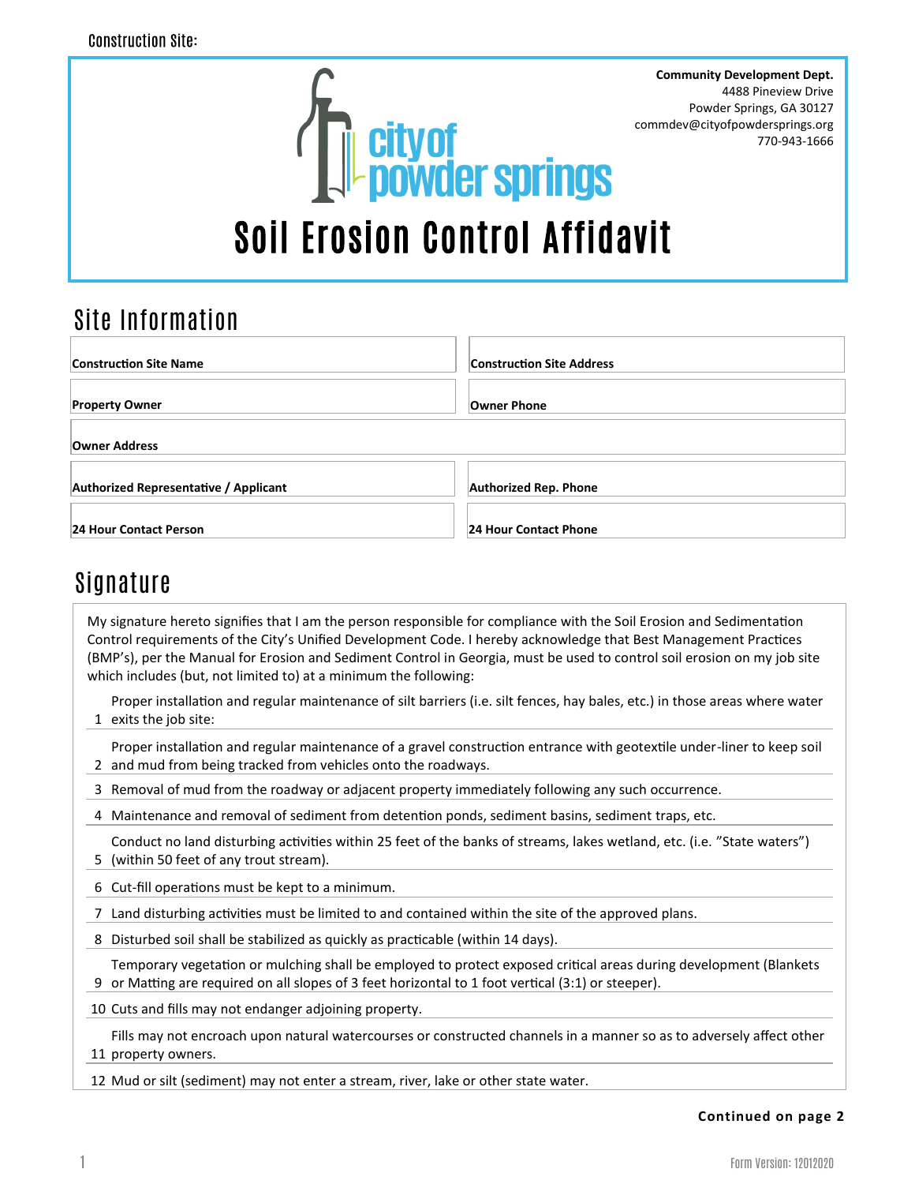Construction Site:

**Community Development Dept.**
4488 Pineview Drive
Powder Springs, GA 30127
commdev@cityofpowdersprings.org
770-943-1666

city of powder springs

# Soil Erosion Control Affidavit

## Site Information

| | |
|---|---|
| **Construction Site Name** | **Construction Site Address** |
| **Property Owner** | **Owner Phone** |
| **Owner Address** | |
| **Authorized Representative / Applicant** | **Authorized Rep. Phone** |
| **24 Hour Contact Person** | **24 Hour Contact Phone** |

## Signature

My signature hereto signifies that I am the person responsible for compliance with the Soil Erosion and Sedimentation Control requirements of the City's Unified Development Code. I hereby acknowledge that Best Management Practices (BMP's), per the Manual for Erosion and Sediment Control in Georgia, must be used to control soil erosion on my job site which includes (but, not limited to) at a minimum the following:

1. Proper installation and regular maintenance of silt barriers (i.e. silt fences, hay bales, etc.) in those areas where water exits the job site:
2. Proper installation and regular maintenance of a gravel construction entrance with geotextile under-liner to keep soil and mud from being tracked from vehicles onto the roadways.
3. Removal of mud from the roadway or adjacent property immediately following any such occurrence.
4. Maintenance and removal of sediment from detention ponds, sediment basins, sediment traps, etc.
5. Conduct no land disturbing activities within 25 feet of the banks of streams, lakes wetland, etc. (i.e. "State waters") (within 50 feet of any trout stream).
6. Cut-fill operations must be kept to a minimum.
7. Land disturbing activities must be limited to and contained within the site of the approved plans.
8. Disturbed soil shall be stabilized as quickly as practicable (within 14 days).
9. Temporary vegetation or mulching shall be employed to protect exposed critical areas during development (Blankets or Matting are required on all slopes of 3 feet horizontal to 1 foot vertical (3:1) or steeper).
10. Cuts and fills may not endanger adjoining property.
11. Fills may not encroach upon natural watercourses or constructed channels in a manner so as to adversely affect other property owners.
12. Mud or silt (sediment) may not enter a stream, river, lake or other state water.

**Continued on page 2**

Form Version: 12012020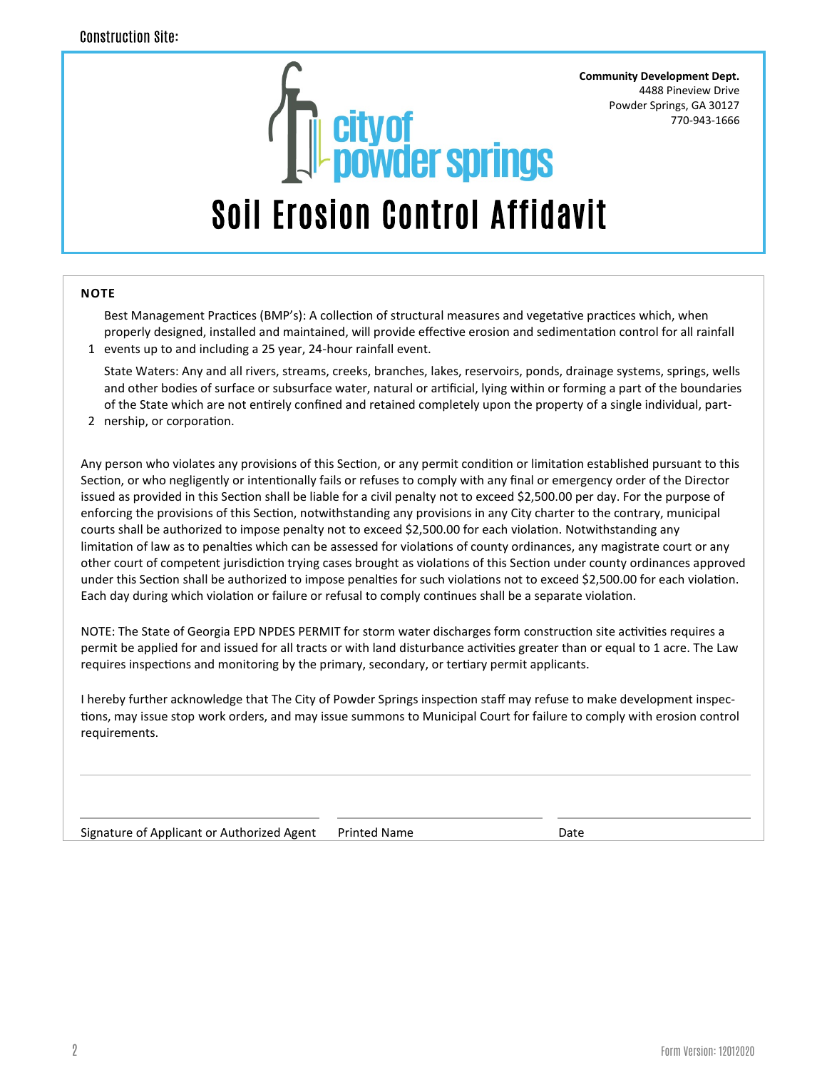Construction Site:

**Community Development Dept.**
4488 Pineview Drive
Powder Springs, GA 30127
770-943-1666

city of powder springs

# Soil Erosion Control Affidavit

**NOTE**

1. Best Management Practices (BMP's): A collection of structural measures and vegetative practices which, when properly designed, installed and maintained, will provide effective erosion and sedimentation control for all rainfall events up to and including a 25 year, 24-hour rainfall event.
2. State Waters: Any and all rivers, streams, creeks, branches, lakes, reservoirs, ponds, drainage systems, springs, wells and other bodies of surface or subsurface water, natural or artificial, lying within or forming a part of the boundaries of the State which are not entirely confined and retained completely upon the property of a single individual, partnership, or corporation.

Any person who violates any provisions of this Section, or any permit condition or limitation established pursuant to this Section, or who negligently or intentionally fails or refuses to comply with any final or emergency order of the Director issued as provided in this Section shall be liable for a civil penalty not to exceed $2,500.00 per day. For the purpose of enforcing the provisions of this Section, notwithstanding any provisions in any City charter to the contrary, municipal courts shall be authorized to impose penalty not to exceed $2,500.00 for each violation. Notwithstanding any limitation of law as to penalties which can be assessed for violations of county ordinances, any magistrate court or any other court of competent jurisdiction trying cases brought as violations of this Section under county ordinances approved under this Section shall be authorized to impose penalties for such violations not to exceed $2,500.00 for each violation. Each day during which violation or failure or refusal to comply continues shall be a separate violation.

NOTE: The State of Georgia EPD NPDES PERMIT for storm water discharges form construction site activities requires a permit be applied for and issued for all tracts or with land disturbance activities greater than or equal to 1 acre. The Law requires inspections and monitoring by the primary, secondary, or tertiary permit applicants.

I hereby further acknowledge that The City of Powder Springs inspection staff may refuse to make development inspections, may issue stop work orders, and may issue summons to Municipal Court for failure to comply with erosion control requirements.

______________________________ Signature of Applicant or Authorized Agent

______________________________ Printed Name

______________________________ Date

Form Version: 12012020